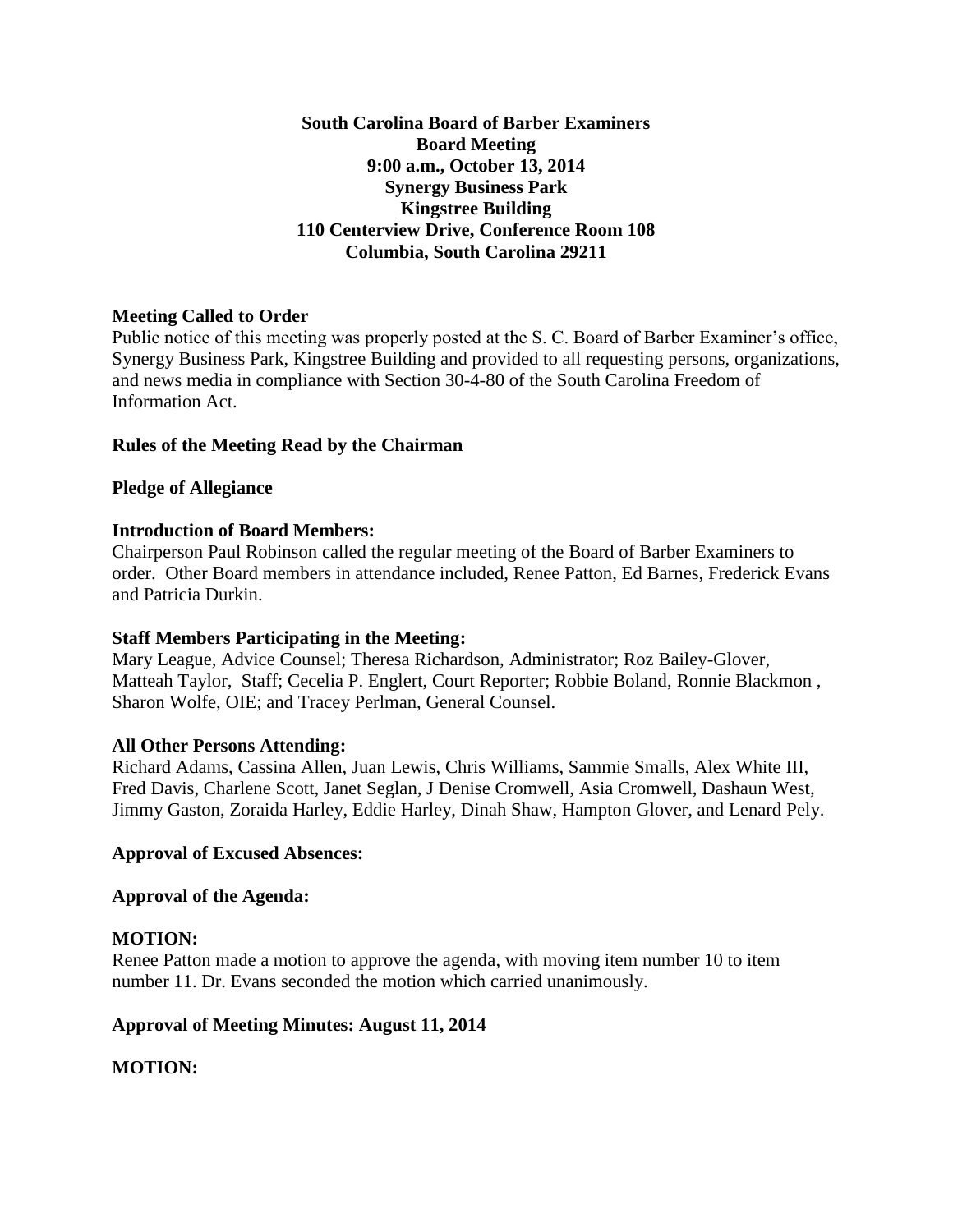**South Carolina Board of Barber Examiners**
**Board Meeting**
**9:00 a.m., October 13, 2014**
**Synergy Business Park**
**Kingstree Building**
**110 Centerview Drive, Conference Room 108**
**Columbia, South Carolina 29211**

**Meeting Called to Order**

Public notice of this meeting was properly posted at the S. C. Board of Barber Examiner's office, Synergy Business Park, Kingstree Building and provided to all requesting persons, organizations, and news media in compliance with Section 30-4-80 of the South Carolina Freedom of Information Act.

**Rules of the Meeting Read by the Chairman**

**Pledge of Allegiance**

**Introduction of Board Members:**

Chairperson Paul Robinson called the regular meeting of the Board of Barber Examiners to order. Other Board members in attendance included, Renee Patton, Ed Barnes, Frederick Evans and Patricia Durkin.

**Staff Members Participating in the Meeting:**

Mary League, Advice Counsel; Theresa Richardson, Administrator; Roz Bailey-Glover, Matteah Taylor, Staff; Cecelia P. Englert, Court Reporter; Robbie Boland, Ronnie Blackmon , Sharon Wolfe, OIE; and Tracey Perlman, General Counsel.

**All Other Persons Attending:**

Richard Adams, Cassina Allen, Juan Lewis, Chris Williams, Sammie Smalls, Alex White III, Fred Davis, Charlene Scott, Janet Seglan, J Denise Cromwell, Asia Cromwell, Dashaun West, Jimmy Gaston, Zoraida Harley, Eddie Harley, Dinah Shaw, Hampton Glover, and Lenard Pely.

**Approval of Excused Absences:**

**Approval of the Agenda:**

**MOTION:**

Renee Patton made a motion to approve the agenda, with moving item number 10 to item number 11. Dr. Evans seconded the motion which carried unanimously.

**Approval of Meeting Minutes: August 11, 2014**

**MOTION:**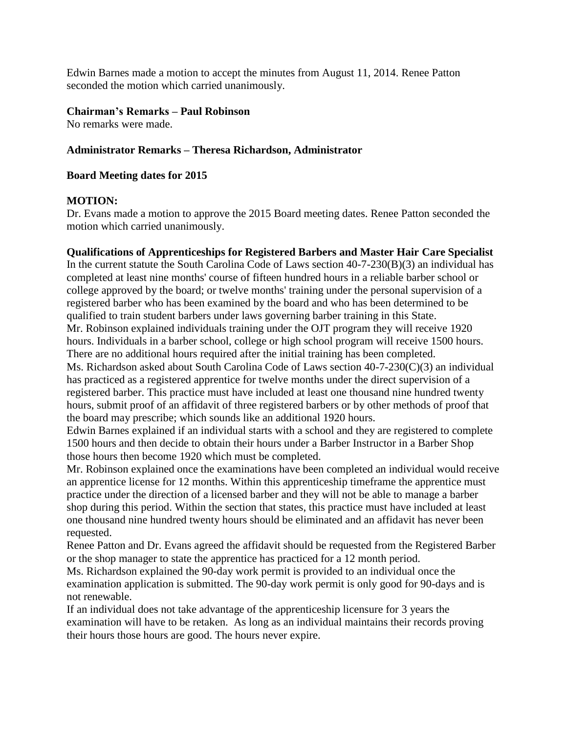Edwin Barnes made a motion to accept the minutes from August 11, 2014. Renee Patton seconded the motion which carried unanimously.

**Chairman's Remarks – Paul Robinson**

No remarks were made.

**Administrator Remarks – Theresa Richardson, Administrator**

**Board Meeting dates for 2015**

**MOTION:**

Dr. Evans made a motion to approve the 2015 Board meeting dates. Renee Patton seconded the motion which carried unanimously.

**Qualifications of Apprenticeships for Registered Barbers and Master Hair Care Specialist**

In the current statute the South Carolina Code of Laws section 40-7-230(B)(3) an individual has completed at least nine months' course of fifteen hundred hours in a reliable barber school or college approved by the board; or twelve months' training under the personal supervision of a registered barber who has been examined by the board and who has been determined to be qualified to train student barbers under laws governing barber training in this State.

Mr. Robinson explained individuals training under the OJT program they will receive 1920 hours. Individuals in a barber school, college or high school program will receive 1500 hours. There are no additional hours required after the initial training has been completed.

Ms. Richardson asked about South Carolina Code of Laws section 40-7-230(C)(3) an individual has practiced as a registered apprentice for twelve months under the direct supervision of a registered barber. This practice must have included at least one thousand nine hundred twenty hours, submit proof of an affidavit of three registered barbers or by other methods of proof that the board may prescribe; which sounds like an additional 1920 hours.

Edwin Barnes explained if an individual starts with a school and they are registered to complete 1500 hours and then decide to obtain their hours under a Barber Instructor in a Barber Shop those hours then become 1920 which must be completed.

Mr. Robinson explained once the examinations have been completed an individual would receive an apprentice license for 12 months. Within this apprenticeship timeframe the apprentice must practice under the direction of a licensed barber and they will not be able to manage a barber shop during this period. Within the section that states, this practice must have included at least one thousand nine hundred twenty hours should be eliminated and an affidavit has never been requested.

Renee Patton and Dr. Evans agreed the affidavit should be requested from the Registered Barber or the shop manager to state the apprentice has practiced for a 12 month period.

Ms. Richardson explained the 90-day work permit is provided to an individual once the examination application is submitted. The 90-day work permit is only good for 90-days and is not renewable.

If an individual does not take advantage of the apprenticeship licensure for 3 years the examination will have to be retaken. As long as an individual maintains their records proving their hours those hours are good. The hours never expire.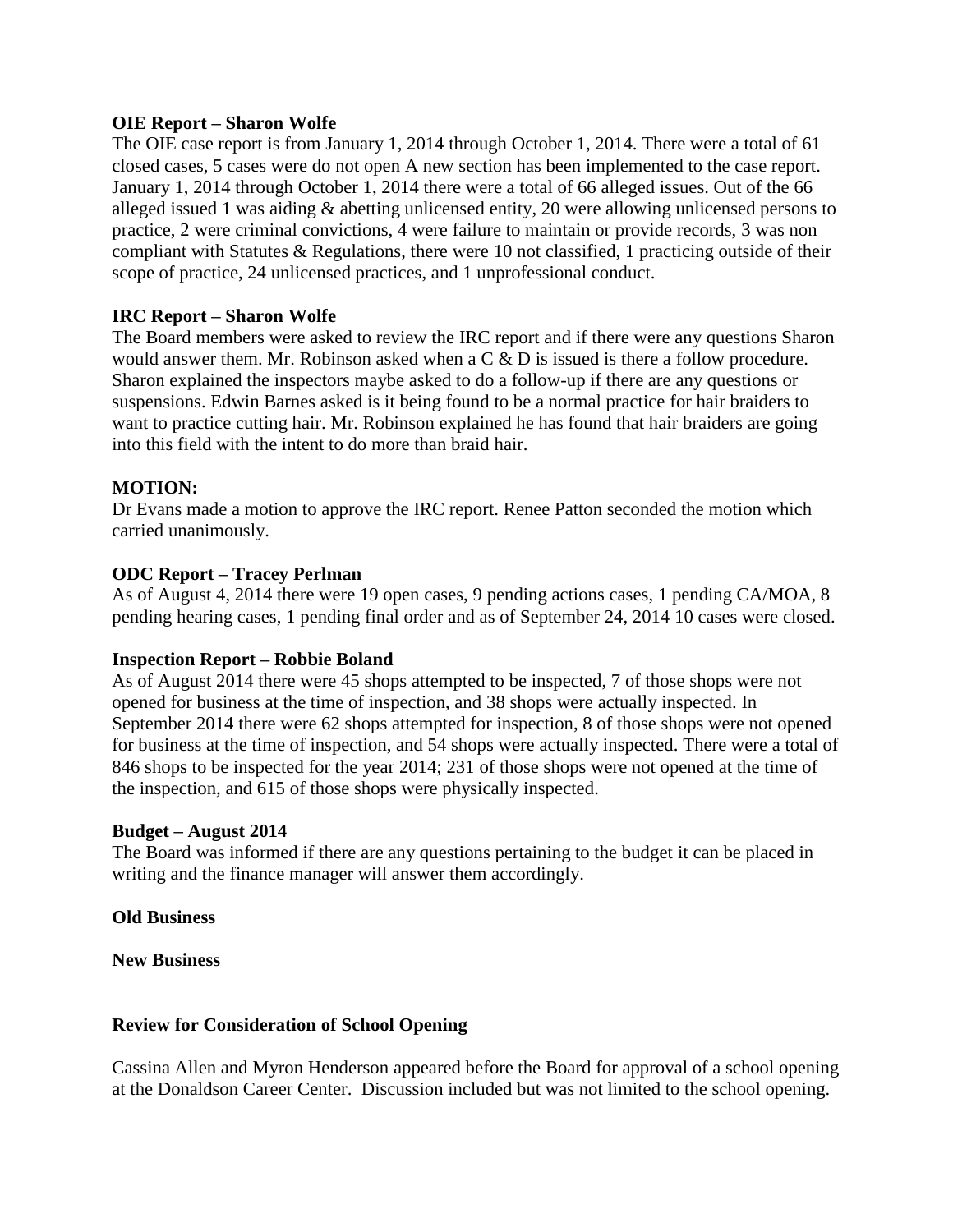**OIE Report – Sharon Wolfe**

The OIE case report is from January 1, 2014 through October 1, 2014. There were a total of 61 closed cases, 5 cases were do not open A new section has been implemented to the case report. January 1, 2014 through October 1, 2014 there were a total of 66 alleged issues. Out of the 66 alleged issued 1 was aiding & abetting unlicensed entity, 20 were allowing unlicensed persons to practice, 2 were criminal convictions, 4 were failure to maintain or provide records, 3 was non compliant with Statutes & Regulations, there were 10 not classified, 1 practicing outside of their scope of practice, 24 unlicensed practices, and 1 unprofessional conduct.

**IRC Report – Sharon Wolfe**

The Board members were asked to review the IRC report and if there were any questions Sharon would answer them. Mr. Robinson asked when a C & D is issued is there a follow procedure. Sharon explained the inspectors maybe asked to do a follow-up if there are any questions or suspensions. Edwin Barnes asked is it being found to be a normal practice for hair braiders to want to practice cutting hair. Mr. Robinson explained he has found that hair braiders are going into this field with the intent to do more than braid hair.

**MOTION:**

Dr Evans made a motion to approve the IRC report. Renee Patton seconded the motion which carried unanimously.

**ODC Report – Tracey Perlman**

As of August 4, 2014 there were 19 open cases, 9 pending actions cases, 1 pending CA/MOA, 8 pending hearing cases, 1 pending final order and as of September 24, 2014 10 cases were closed.

**Inspection Report – Robbie Boland**

As of August 2014 there were 45 shops attempted to be inspected, 7 of those shops were not opened for business at the time of inspection, and 38 shops were actually inspected. In September 2014 there were 62 shops attempted for inspection, 8 of those shops were not opened for business at the time of inspection, and 54 shops were actually inspected. There were a total of 846 shops to be inspected for the year 2014; 231 of those shops were not opened at the time of the inspection, and 615 of those shops were physically inspected.

**Budget – August 2014**

The Board was informed if there are any questions pertaining to the budget it can be placed in writing and the finance manager will answer them accordingly.

**Old Business**

**New Business**

**Review for Consideration of School Opening**

Cassina Allen and Myron Henderson appeared before the Board for approval of a school opening at the Donaldson Career Center. Discussion included but was not limited to the school opening.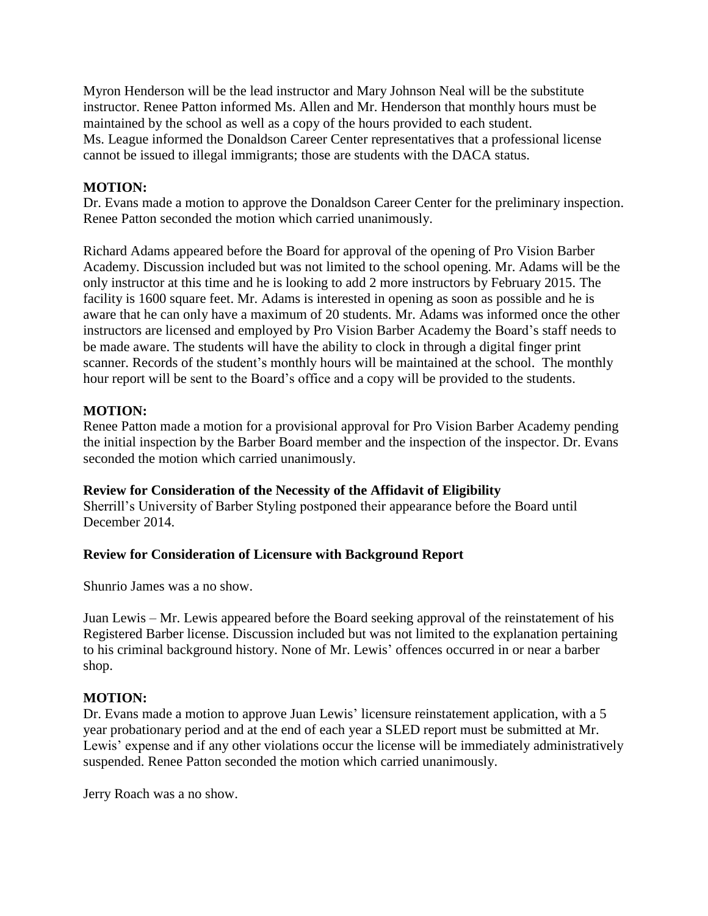Myron Henderson will be the lead instructor and Mary Johnson Neal will be the substitute instructor. Renee Patton informed Ms. Allen and Mr. Henderson that monthly hours must be maintained by the school as well as a copy of the hours provided to each student.
Ms. League informed the Donaldson Career Center representatives that a professional license cannot be issued to illegal immigrants; those are students with the DACA status.

**MOTION:**
Dr. Evans made a motion to approve the Donaldson Career Center for the preliminary inspection. Renee Patton seconded the motion which carried unanimously.

Richard Adams appeared before the Board for approval of the opening of Pro Vision Barber Academy. Discussion included but was not limited to the school opening. Mr. Adams will be the only instructor at this time and he is looking to add 2 more instructors by February 2015. The facility is 1600 square feet. Mr. Adams is interested in opening as soon as possible and he is aware that he can only have a maximum of 20 students. Mr. Adams was informed once the other instructors are licensed and employed by Pro Vision Barber Academy the Board's staff needs to be made aware. The students will have the ability to clock in through a digital finger print scanner. Records of the student's monthly hours will be maintained at the school. The monthly hour report will be sent to the Board's office and a copy will be provided to the students.

**MOTION:**
Renee Patton made a motion for a provisional approval for Pro Vision Barber Academy pending the initial inspection by the Barber Board member and the inspection of the inspector. Dr. Evans seconded the motion which carried unanimously.

**Review for Consideration of the Necessity of the Affidavit of Eligibility**
Sherrill's University of Barber Styling postponed their appearance before the Board until December 2014.

**Review for Consideration of Licensure with Background Report**

Shunrio James was a no show.

Juan Lewis – Mr. Lewis appeared before the Board seeking approval of the reinstatement of his Registered Barber license. Discussion included but was not limited to the explanation pertaining to his criminal background history. None of Mr. Lewis' offences occurred in or near a barber shop.

**MOTION:**
Dr. Evans made a motion to approve Juan Lewis' licensure reinstatement application, with a 5 year probationary period and at the end of each year a SLED report must be submitted at Mr. Lewis' expense and if any other violations occur the license will be immediately administratively suspended. Renee Patton seconded the motion which carried unanimously.

Jerry Roach was a no show.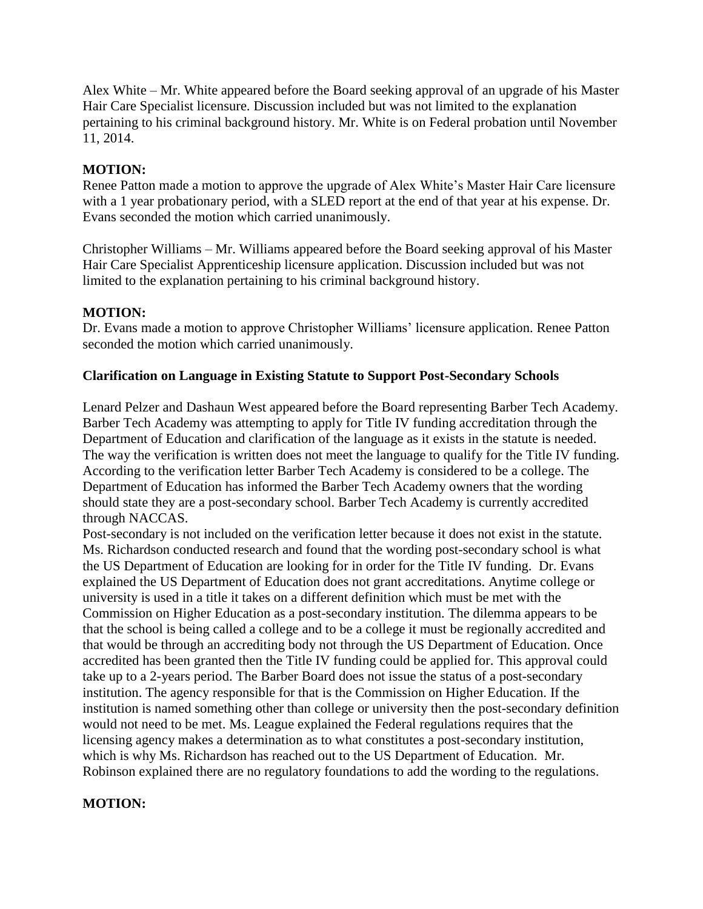Alex White – Mr. White appeared before the Board seeking approval of an upgrade of his Master Hair Care Specialist licensure. Discussion included but was not limited to the explanation pertaining to his criminal background history. Mr. White is on Federal probation until November 11, 2014.

**MOTION:**
Renee Patton made a motion to approve the upgrade of Alex White's Master Hair Care licensure with a 1 year probationary period, with a SLED report at the end of that year at his expense. Dr. Evans seconded the motion which carried unanimously.

Christopher Williams – Mr. Williams appeared before the Board seeking approval of his Master Hair Care Specialist Apprenticeship licensure application. Discussion included but was not limited to the explanation pertaining to his criminal background history.

**MOTION:**
Dr. Evans made a motion to approve Christopher Williams' licensure application. Renee Patton seconded the motion which carried unanimously.

**Clarification on Language in Existing Statute to Support Post-Secondary Schools**

Lenard Pelzer and Dashaun West appeared before the Board representing Barber Tech Academy. Barber Tech Academy was attempting to apply for Title IV funding accreditation through the Department of Education and clarification of the language as it exists in the statute is needed. The way the verification is written does not meet the language to qualify for the Title IV funding. According to the verification letter Barber Tech Academy is considered to be a college. The Department of Education has informed the Barber Tech Academy owners that the wording should state they are a post-secondary school. Barber Tech Academy is currently accredited through NACCAS.
Post-secondary is not included on the verification letter because it does not exist in the statute. Ms. Richardson conducted research and found that the wording post-secondary school is what the US Department of Education are looking for in order for the Title IV funding. Dr. Evans explained the US Department of Education does not grant accreditations. Anytime college or university is used in a title it takes on a different definition which must be met with the Commission on Higher Education as a post-secondary institution. The dilemma appears to be that the school is being called a college and to be a college it must be regionally accredited and that would be through an accrediting body not through the US Department of Education. Once accredited has been granted then the Title IV funding could be applied for. This approval could take up to a 2-years period. The Barber Board does not issue the status of a post-secondary institution. The agency responsible for that is the Commission on Higher Education. If the institution is named something other than college or university then the post-secondary definition would not need to be met. Ms. League explained the Federal regulations requires that the licensing agency makes a determination as to what constitutes a post-secondary institution, which is why Ms. Richardson has reached out to the US Department of Education. Mr. Robinson explained there are no regulatory foundations to add the wording to the regulations.

**MOTION:**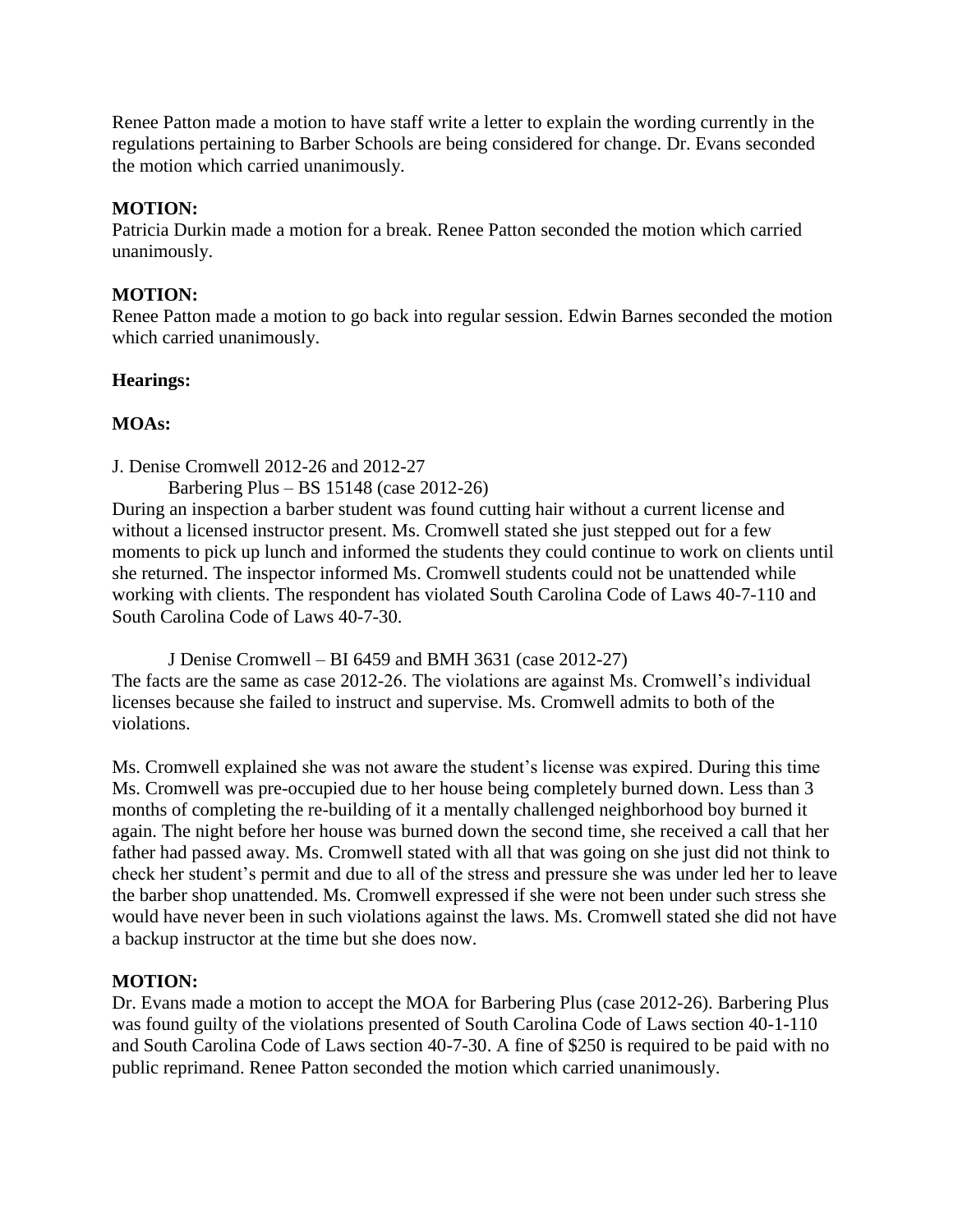Renee Patton made a motion to have staff write a letter to explain the wording currently in the regulations pertaining to Barber Schools are being considered for change. Dr. Evans seconded the motion which carried unanimously.

**MOTION:**
Patricia Durkin made a motion for a break. Renee Patton seconded the motion which carried unanimously.

**MOTION:**
Renee Patton made a motion to go back into regular session. Edwin Barnes seconded the motion which carried unanimously.

**Hearings:**

**MOAs:**

J. Denise Cromwell 2012-26 and 2012-27

Barbering Plus – BS 15148 (case 2012-26)

During an inspection a barber student was found cutting hair without a current license and without a licensed instructor present. Ms. Cromwell stated she just stepped out for a few moments to pick up lunch and informed the students they could continue to work on clients until she returned. The inspector informed Ms. Cromwell students could not be unattended while working with clients. The respondent has violated South Carolina Code of Laws 40-7-110 and South Carolina Code of Laws 40-7-30.

J Denise Cromwell – BI 6459 and BMH 3631 (case 2012-27)

The facts are the same as case 2012-26. The violations are against Ms. Cromwell's individual licenses because she failed to instruct and supervise. Ms. Cromwell admits to both of the violations.

Ms. Cromwell explained she was not aware the student's license was expired. During this time Ms. Cromwell was pre-occupied due to her house being completely burned down. Less than 3 months of completing the re-building of it a mentally challenged neighborhood boy burned it again. The night before her house was burned down the second time, she received a call that her father had passed away. Ms. Cromwell stated with all that was going on she just did not think to check her student's permit and due to all of the stress and pressure she was under led her to leave the barber shop unattended. Ms. Cromwell expressed if she were not been under such stress she would have never been in such violations against the laws. Ms. Cromwell stated she did not have a backup instructor at the time but she does now.

**MOTION:**
Dr. Evans made a motion to accept the MOA for Barbering Plus (case 2012-26). Barbering Plus was found guilty of the violations presented of South Carolina Code of Laws section 40-1-110 and South Carolina Code of Laws section 40-7-30. A fine of $250 is required to be paid with no public reprimand. Renee Patton seconded the motion which carried unanimously.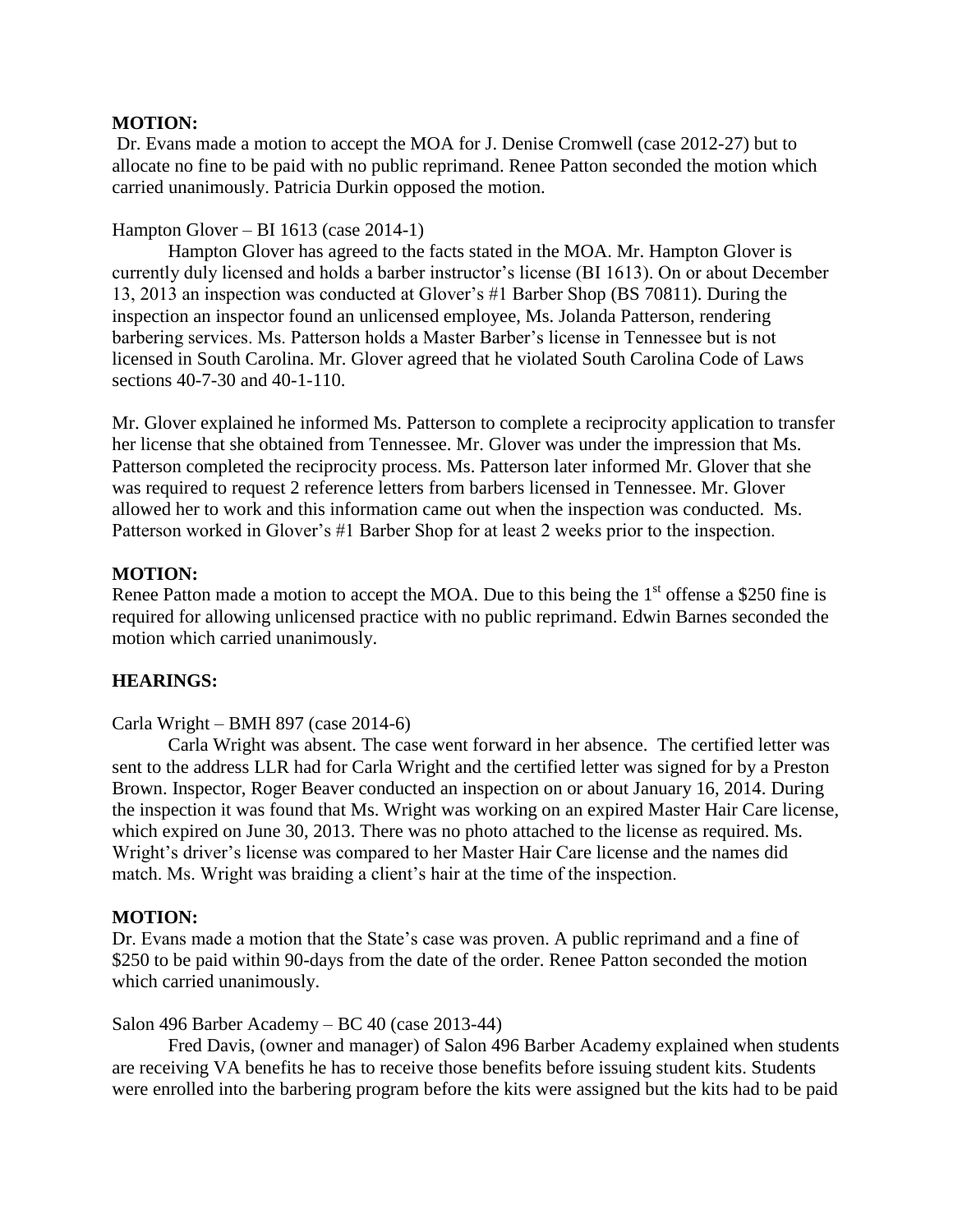**MOTION:**
Dr. Evans made a motion to accept the MOA for J. Denise Cromwell (case 2012-27) but to allocate no fine to be paid with no public reprimand. Renee Patton seconded the motion which carried unanimously. Patricia Durkin opposed the motion.

Hampton Glover – BI 1613 (case 2014-1)

Hampton Glover has agreed to the facts stated in the MOA. Mr. Hampton Glover is currently duly licensed and holds a barber instructor's license (BI 1613). On or about December 13, 2013 an inspection was conducted at Glover's #1 Barber Shop (BS 70811). During the inspection an inspector found an unlicensed employee, Ms. Jolanda Patterson, rendering barbering services. Ms. Patterson holds a Master Barber's license in Tennessee but is not licensed in South Carolina. Mr. Glover agreed that he violated South Carolina Code of Laws sections 40-7-30 and 40-1-110.

Mr. Glover explained he informed Ms. Patterson to complete a reciprocity application to transfer her license that she obtained from Tennessee. Mr. Glover was under the impression that Ms. Patterson completed the reciprocity process. Ms. Patterson later informed Mr. Glover that she was required to request 2 reference letters from barbers licensed in Tennessee. Mr. Glover allowed her to work and this information came out when the inspection was conducted. Ms. Patterson worked in Glover's #1 Barber Shop for at least 2 weeks prior to the inspection.

**MOTION:**
Renee Patton made a motion to accept the MOA. Due to this being the 1st offense a $250 fine is required for allowing unlicensed practice with no public reprimand. Edwin Barnes seconded the motion which carried unanimously.

**HEARINGS:**

Carla Wright – BMH 897 (case 2014-6)

Carla Wright was absent. The case went forward in her absence. The certified letter was sent to the address LLR had for Carla Wright and the certified letter was signed for by a Preston Brown. Inspector, Roger Beaver conducted an inspection on or about January 16, 2014. During the inspection it was found that Ms. Wright was working on an expired Master Hair Care license, which expired on June 30, 2013. There was no photo attached to the license as required. Ms. Wright's driver's license was compared to her Master Hair Care license and the names did match. Ms. Wright was braiding a client's hair at the time of the inspection.

**MOTION:**
Dr. Evans made a motion that the State's case was proven. A public reprimand and a fine of $250 to be paid within 90-days from the date of the order. Renee Patton seconded the motion which carried unanimously.

Salon 496 Barber Academy – BC 40 (case 2013-44)

Fred Davis, (owner and manager) of Salon 496 Barber Academy explained when students are receiving VA benefits he has to receive those benefits before issuing student kits. Students were enrolled into the barbering program before the kits were assigned but the kits had to be paid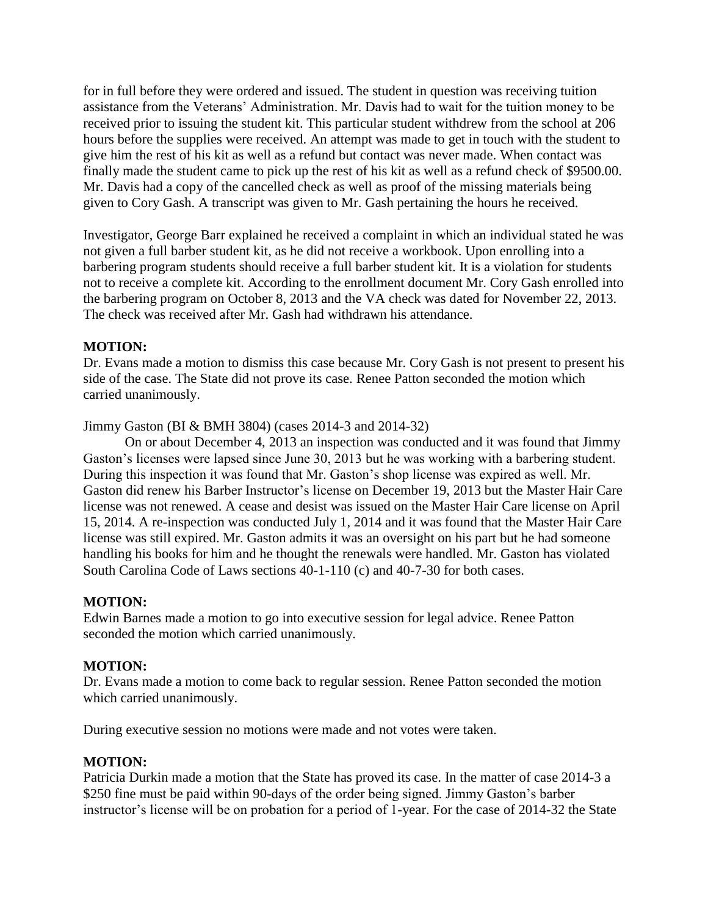for in full before they were ordered and issued. The student in question was receiving tuition assistance from the Veterans' Administration. Mr. Davis had to wait for the tuition money to be received prior to issuing the student kit. This particular student withdrew from the school at 206 hours before the supplies were received. An attempt was made to get in touch with the student to give him the rest of his kit as well as a refund but contact was never made. When contact was finally made the student came to pick up the rest of his kit as well as a refund check of $9500.00. Mr. Davis had a copy of the cancelled check as well as proof of the missing materials being given to Cory Gash. A transcript was given to Mr. Gash pertaining the hours he received.

Investigator, George Barr explained he received a complaint in which an individual stated he was not given a full barber student kit, as he did not receive a workbook. Upon enrolling into a barbering program students should receive a full barber student kit. It is a violation for students not to receive a complete kit. According to the enrollment document Mr. Cory Gash enrolled into the barbering program on October 8, 2013 and the VA check was dated for November 22, 2013. The check was received after Mr. Gash had withdrawn his attendance.

**MOTION:**
Dr. Evans made a motion to dismiss this case because Mr. Cory Gash is not present to present his side of the case. The State did not prove its case. Renee Patton seconded the motion which carried unanimously.

Jimmy Gaston (BI & BMH 3804) (cases 2014-3 and 2014-32)

On or about December 4, 2013 an inspection was conducted and it was found that Jimmy Gaston's licenses were lapsed since June 30, 2013 but he was working with a barbering student. During this inspection it was found that Mr. Gaston's shop license was expired as well. Mr. Gaston did renew his Barber Instructor's license on December 19, 2013 but the Master Hair Care license was not renewed. A cease and desist was issued on the Master Hair Care license on April 15, 2014. A re-inspection was conducted July 1, 2014 and it was found that the Master Hair Care license was still expired. Mr. Gaston admits it was an oversight on his part but he had someone handling his books for him and he thought the renewals were handled. Mr. Gaston has violated South Carolina Code of Laws sections 40-1-110 (c) and 40-7-30 for both cases.

**MOTION:**
Edwin Barnes made a motion to go into executive session for legal advice. Renee Patton seconded the motion which carried unanimously.

**MOTION:**
Dr. Evans made a motion to come back to regular session. Renee Patton seconded the motion which carried unanimously.

During executive session no motions were made and not votes were taken.

**MOTION:**
Patricia Durkin made a motion that the State has proved its case. In the matter of case 2014-3 a $250 fine must be paid within 90-days of the order being signed. Jimmy Gaston's barber instructor's license will be on probation for a period of 1-year. For the case of 2014-32 the State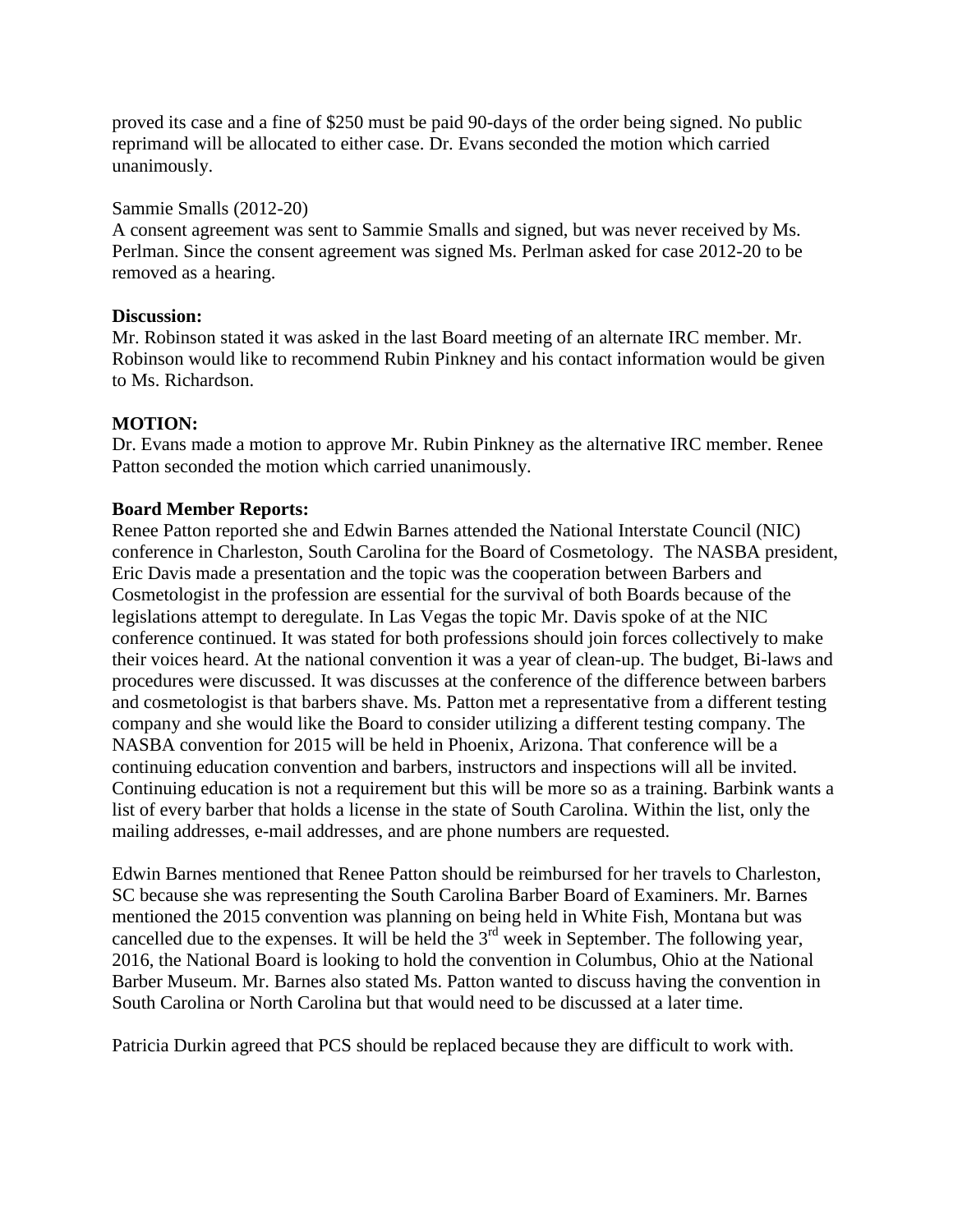proved its case and a fine of $250 must be paid 90-days of the order being signed. No public reprimand will be allocated to either case. Dr. Evans seconded the motion which carried unanimously.

Sammie Smalls (2012-20)
A consent agreement was sent to Sammie Smalls and signed, but was never received by Ms. Perlman. Since the consent agreement was signed Ms. Perlman asked for case 2012-20 to be removed as a hearing.

**Discussion:**
Mr. Robinson stated it was asked in the last Board meeting of an alternate IRC member. Mr. Robinson would like to recommend Rubin Pinkney and his contact information would be given to Ms. Richardson.

**MOTION:**
Dr. Evans made a motion to approve Mr. Rubin Pinkney as the alternative IRC member. Renee Patton seconded the motion which carried unanimously.

**Board Member Reports:**
Renee Patton reported she and Edwin Barnes attended the National Interstate Council (NIC) conference in Charleston, South Carolina for the Board of Cosmetology. The NASBA president, Eric Davis made a presentation and the topic was the cooperation between Barbers and Cosmetologist in the profession are essential for the survival of both Boards because of the legislations attempt to deregulate. In Las Vegas the topic Mr. Davis spoke of at the NIC conference continued. It was stated for both professions should join forces collectively to make their voices heard. At the national convention it was a year of clean-up. The budget, Bi-laws and procedures were discussed. It was discusses at the conference of the difference between barbers and cosmetologist is that barbers shave. Ms. Patton met a representative from a different testing company and she would like the Board to consider utilizing a different testing company. The NASBA convention for 2015 will be held in Phoenix, Arizona. That conference will be a continuing education convention and barbers, instructors and inspections will all be invited. Continuing education is not a requirement but this will be more so as a training. Barbink wants a list of every barber that holds a license in the state of South Carolina. Within the list, only the mailing addresses, e-mail addresses, and are phone numbers are requested.

Edwin Barnes mentioned that Renee Patton should be reimbursed for her travels to Charleston, SC because she was representing the South Carolina Barber Board of Examiners. Mr. Barnes mentioned the 2015 convention was planning on being held in White Fish, Montana but was cancelled due to the expenses. It will be held the 3rd week in September. The following year, 2016, the National Board is looking to hold the convention in Columbus, Ohio at the National Barber Museum. Mr. Barnes also stated Ms. Patton wanted to discuss having the convention in South Carolina or North Carolina but that would need to be discussed at a later time.

Patricia Durkin agreed that PCS should be replaced because they are difficult to work with.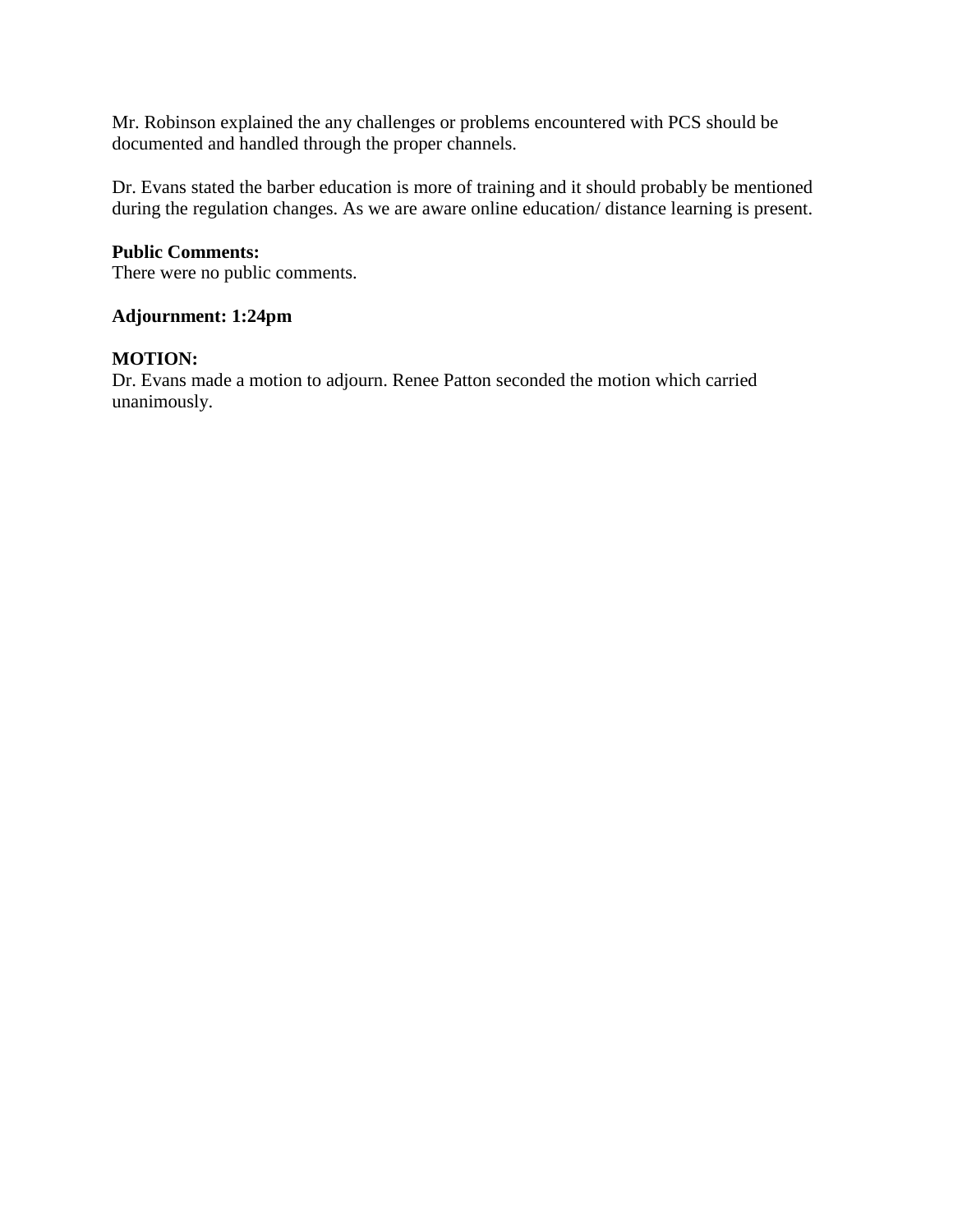Mr. Robinson explained the any challenges or problems encountered with PCS should be documented and handled through the proper channels.

Dr. Evans stated the barber education is more of training and it should probably be mentioned during the regulation changes. As we are aware online education/ distance learning is present.

**Public Comments:**
There were no public comments.

**Adjournment: 1:24pm**

**MOTION:**
Dr. Evans made a motion to adjourn. Renee Patton seconded the motion which carried unanimously.